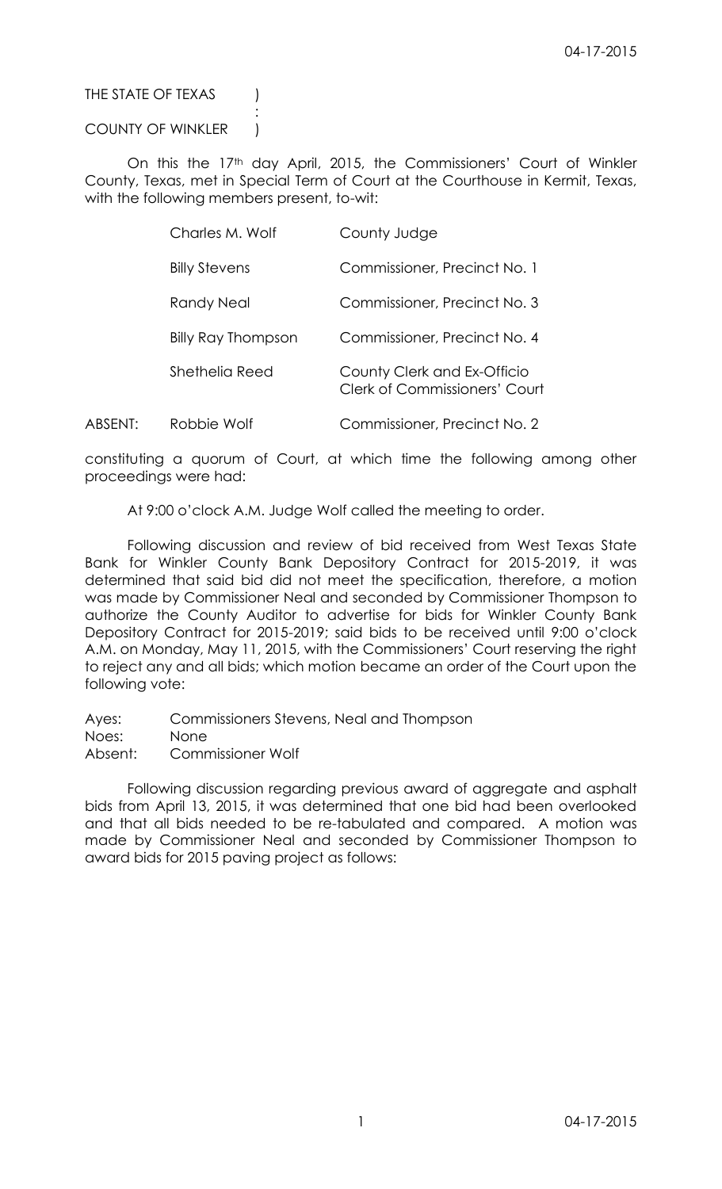THE STATE OF TEXAS )  
:  
COUNTY OF WINKLER )

On this the 17th day April, 2015, the Commissioners' Court of Winkler County, Texas, met in Special Term of Court at the Courthouse in Kermit, Texas, with the following members present, to-wit:

| | | |
|---|---|---|
| | Charles M. Wolf | County Judge |
| | Billy Stevens | Commissioner, Precinct No. 1 |
| | Randy Neal | Commissioner, Precinct No. 3 |
| | Billy Ray Thompson | Commissioner, Precinct No. 4 |
| | Shethelia Reed | County Clerk and Ex-Officio Clerk of Commissioners' Court |
| ABSENT: | Robbie Wolf | Commissioner, Precinct No. 2 |

constituting a quorum of Court, at which time the following among other proceedings were had:

At 9:00 o'clock A.M. Judge Wolf called the meeting to order.

Following discussion and review of bid received from West Texas State Bank for Winkler County Bank Depository Contract for 2015-2019, it was determined that said bid did not meet the specification, therefore, a motion was made by Commissioner Neal and seconded by Commissioner Thompson to authorize the County Auditor to advertise for bids for Winkler County Bank Depository Contract for 2015-2019; said bids to be received until 9:00 o'clock A.M. on Monday, May 11, 2015, with the Commissioners' Court reserving the right to reject any and all bids; which motion became an order of the Court upon the following vote:

Ayes: Commissioners Stevens, Neal and Thompson  
Noes: None  
Absent: Commissioner Wolf

Following discussion regarding previous award of aggregate and asphalt bids from April 13, 2015, it was determined that one bid had been overlooked and that all bids needed to be re-tabulated and compared. A motion was made by Commissioner Neal and seconded by Commissioner Thompson to award bids for 2015 paving project as follows: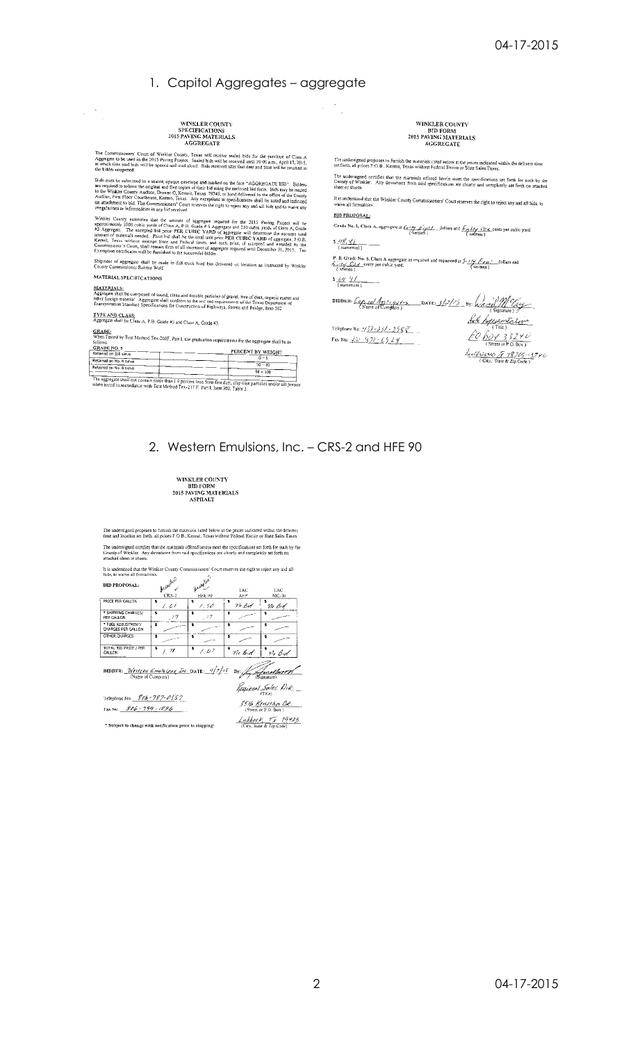## 1. Capitol Aggregates – aggregate

**WINKLER COUNTY**
**SPECIFICATIONS**
**2015 PAVING MATERIALS**
**AGGREGATE**

The Commissioners' Court of Winkler County, Texas will receive sealed bids for the purchase of Class A Aggregate to be used in the 2015 Paving Project. Sealed bids will be received until 10:00 a.m., April 13, 2015, at which time said bids will be opened and read aloud. Bids received after that date and time will be returned to the bidder unopened.

Bids must be submitted in a sealed, opaque envelope and marked on the face "AGGREGATE BID". Bidders are required to submit the original and five copies of their bid using the enclosed bid form. Bids may be mailed to the Winkler County Auditor, Drawer O, Kermit, Texas 79745, or hand delivered to the office of the County Auditor, First Floor Courthouse, Kermit, Texas. Any exceptions to specifications shall be noted and indicated on attachment to bid. The Commissioners' Court reserves the right to reject any and all bids and to waive any irregularities or informalities in any bid received.

Winkler County estimates that the amount of aggregate required for the 2015 Paving Project will be approximately 1000 cubic yards of Class A, P.B. Grade # 5 Aggregate and 250 cubic yards of Class A, Grade #3 Aggregate. The accepted bid price PER CUBIC YARD of aggregate will determine the accurate total amount of materials needed. Price bid shall be the total unit price PER CUBIC YARD of aggregate, F.O.B. Kermit, Texas, without exempt State and Federal taxes, and such price, if accepted and awarded by the Commissioner's Court, shall remain firm of all shipment of aggregate required until December 31, 2015. Tax Exemption certificates will be furnished to the successful bidder.

Shipment of aggregate shall be made in full truck load lots delivered to location as instructed by Winkler County Commissioner Robbie Wolf.

MATERIAL SPECIFICATIONS

**MATERIALS:**
Aggregate shall be composed of sound, clean and durable particles of gravel, free of dust, organic matter and other foreign material. Aggregate shall conform to the size and requirements of the Texas Department of Transportation Standard Specifications for Construction of Highways, Streets and Bridges, Item 302.

**TYPE AND CLASS:**
Aggregate shall be Class A, P.B. Grade #5 and Class A, Grade #3.

**GRADE:**
When Tested by Test Method Tex-200F, Part I, the graduation requirements for the aggregate shall be as follows:

**GRADE NO. 5**

| | PERCENT BY WEIGHT |
|---|---|
| Retained on 3/8 sieve | 0 – 5 |
| Retained on No. 4 sieve | 50 – 80 |
| Retained on No. 8 sieve | 98 – 100 |

The aggregate shall not contain more than 1.0 percent loss from fine dust, clay-like particles and/or silt present when tested in accordance with Test Method Tex-217 F, Part I, Item 302, Table 1.

**WINKLER COUNTY**
**BID FORM**
**2015 PAVING MATERIALS**
**AGGREGATE**

The undersigned proposes to furnish the materials listed below at the prices indicated within the delivery time set forth, all prices F.O.B., Kermit, Texas without Federal Excise or State Sales Taxes.

The undersigned certifies that the materials offered herein meet the specifications set forth for such by the County of Winkler. Any deviations from said specifications are clearly and completely set forth on attached sheet or sheets.

It is understood that the Winkler County Commissioners' Court reserves the right to reject any and all bids, to waive all formalities.

**BID PROPOSAL:**

Grade No. 3, Class A, aggregate at Forty Eight dollars and Eighty One cents per cubic yard.
(written) (written)

$ 48.81
(numerical)

P. B. Grade No. 5, Class A aggregate as required and requested at Sixty Four dollars and Forty One cents per cubic yard.
(written) (written)

$ 64.41
(numerical)

BIDDER: Capitol Aggregates DATE: 3/31/15 By: [Signature]
(Name of Company) (Signature)

Sales Representative
(Title)

Telephone No: 432-231-2987
Fax No: 210-871-6524

PO Box 33240
(Street or P.O. Box)

San Antonio TX 78265-3240
(City, State & Zip Code)

## 2. Western Emulsions, Inc. – CRS-2 and HFE 90

**WINKLER COUNTY**
**BID FORM**
**2015 PAVING MATERIALS**
**ASPHALT**

The undersigned proposes to furnish the materials listed below at the prices indicated within the delivery time and location set forth, all prices F.O.B., Kermit, Texas without Federal Excise or State Sales Taxes.

The undersigned certifies that the materials offered herein meet the specifications set forth for such by the County of Winkler. Any deviations from said specifications are clearly and completely set forth on attached sheet or sheets.

It is understood that the Winkler County Commissioners' Court reserves the right to reject any and all bids, to waive all formalities.

| BID PROPOSAL: | CRS-2 (Accepted) | HFE 90 (Accepted) | TAC AEP | TAC MC-30 |
|---|---|---|---|---|
| PRICE PER GALLON | $ 1.61 | $ 1.50 | $ No Bid | $ No Bid |
| * SHIPPING CHARGES/ PER GALLON | $ .17 | $ .17 | $ — | $ — |
| * FUEL ADJUSTMENT/ CHARGES PER GALLON | $ — | $ — | $ — | $ — |
| OTHER CHARGES | $ — | $ — | $ — | $ — |
| TOTAL BID PRICE / PER GALLON | $ 1.78 | $ 1.67 | $ No Bid | $ No Bid |

BIDDER: Western Emulsions, Inc DATE: 4/7/15 By: [Signature]
(Name of Company) (Signature)

Regional Sales Dir.
(Title)

Telephone No: 806-787-0557
Fax No: 806-799-1896

5516 Kenosha Dr.
(Street or P.O. Box)

Lubbock, Tx 79423
(City, State & Zip Code)

\* Subject to change with notification prior to shipping!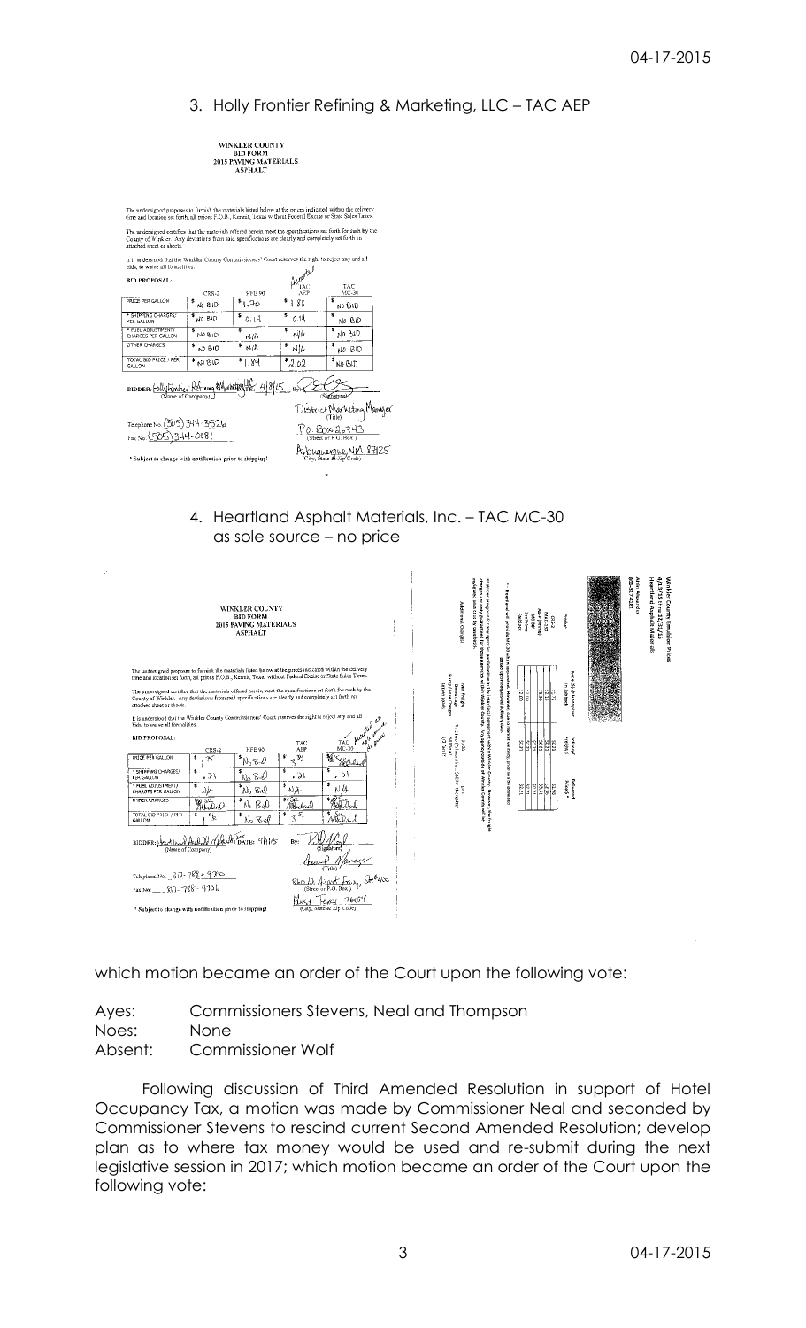3. Holly Frontier Refining & Marketing, LLC – TAC AEP

WINKLER COUNTY
BID FORM
2015 PAVING MATERIALS
ASPHALT

The undersigned proposes to furnish the materials listed below at the prices indicated within the delivery time and location set forth, all prices F.O.B., Kermit, Texas without Federal Excise or State Sales Taxes.

The undersigned certifies that the materials offered herein meet the specifications set forth for such by the County of Winkler. Any deviations from said specifications are clearly and completely set forth on attached sheet or sheets.

It is understood that the Winkler County Commissioners' Court reserves the right to reject any and all bids, to waive all formalities.

BID PROPOSAL:

| | CRS-2 | HFE 90 | TAC AEP (Accepted) | TAC MC-30 |
|---|---|---|---|---|
| PRICE PER GALLON | $ NO BID | $ 1.70 | $ 1.88 | $ NO BID |
| * SHIPPING CHARGES/ PER GALLON | $ NO BID | $ 0.14 | $ 0.14 | $ NO BID |
| * FUEL ADJUSTMENT CHARGES PER GALLON | $ NO BID | $ N/A | $ N/A | $ NO BID |
| OTHER CHARGES | $ NO BID | $ N/A | $ N/A | $ NO BID |
| TOTAL BID PRICE / PER GALLON | $ NO BID | $ 1.84 | $ 2.02 | $ NO BID |

BIDDER: HollyFrontier Refining & Marketing LLC 4/8/15 By: (Signature)

(Name of Company)

District Marketing Manager (Title)

Telephone No. (505) 344-3526

Fax No. (505) 344-0181

P.O. Box 26743 (Street or P.O. Box)

Albuquerque, NM 87125 (City, State & Zip Code)

* Subject to change with notification prior to shipping!

4. Heartland Asphalt Materials, Inc. – TAC MC-30 as sole source – no price

WINKLER COUNTY
BID FORM
2015 PAVING MATERIALS
ASPHALT

The undersigned proposes to furnish the materials listed below at the prices indicated within the delivery time and location set forth, all prices F.O.B., Kermit, Texas without Federal Excise or State Sales Taxes.

The undersigned certifies that the materials offered herein meet the specifications set forth for such by the County of Winkler. Any deviations from said specifications are clearly and completely set forth on attached sheet or sheets.

It is understood that the Winkler County Commissioners' Court reserves the right to reject any and all bids, to waive all formalities.

BID PROPOSAL:

| | CRS-2 | HFE 90 | TAC AEP | TAC MC-30 (Accepted as sole source – no price) |
|---|---|---|---|---|
| PRICE PER GALLON | $ 75 | $ No Bid | $ 3.30 | $ See Attached |
| * SHIPPING CHARGES/ PER GALLON | $ .21 | $ No Bid | $ .21 | $ .21 |
| * FUEL ADJUSTMENT CHARGES PER GALLON | $ N/A | $ No Bid | $ N/A | $ N/A |
| OTHER CHARGES | $ See Attached | $ No Bid | $ See Attached | $ See Attached |
| TOTAL BID PRICE / PER GALLON | $ 96 | $ No Bid | $ 3.51 | $ See Attached |

BIDDER: Heartland Asphalt Materials Inc. DATE: 4/1/15 By: (Signature)

(Name of Company)

Branch Manager (Title)

Telephone No. 817-788-9300

Fax No. 817-788-9301

8200 W. Airport Fwy, Ste 400 (Street or P.O. Box)

Hurst, Texas 76054 (City, State & Zip Code)

* Subject to change with notification prior to shipping!

which motion became an order of the Court upon the following vote:

Ayes: Commissioners Stevens, Neal and Thompson
Noes: None
Absent: Commissioner Wolf

Following discussion of Third Amended Resolution in support of Hotel Occupancy Tax, a motion was made by Commissioner Neal and seconded by Commissioner Stevens to rescind current Second Amended Resolution; develop plan as to where tax money would be used and re-submit during the next legislative session in 2017; which motion became an order of the Court upon the following vote: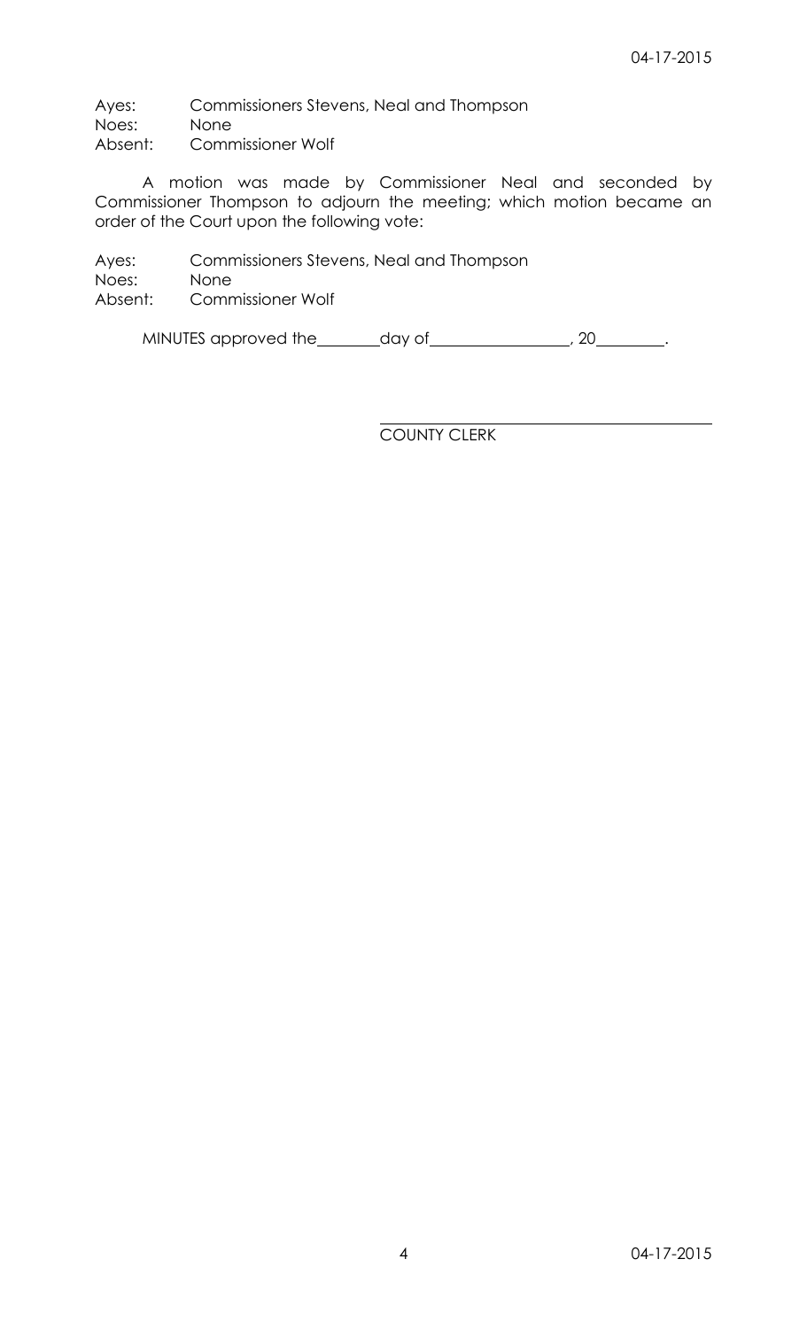Ayes: Commissioners Stevens, Neal and Thompson
Noes: None
Absent: Commissioner Wolf

A motion was made by Commissioner Neal and seconded by Commissioner Thompson to adjourn the meeting; which motion became an order of the Court upon the following vote:

Ayes: Commissioners Stevens, Neal and Thompson
Noes: None
Absent: Commissioner Wolf

MINUTES approved the\_\_\_\_\_\_\_\_day of\_\_\_\_\_\_\_\_\_\_\_\_\_\_\_\_\_\_, 20\_\_\_\_\_\_\_\_\_.

\_\_\_\_\_\_\_\_\_\_\_\_\_\_\_\_\_\_\_\_\_\_\_\_\_\_\_\_\_\_\_\_\_\_\_\_\_\_\_\_
COUNTY CLERK